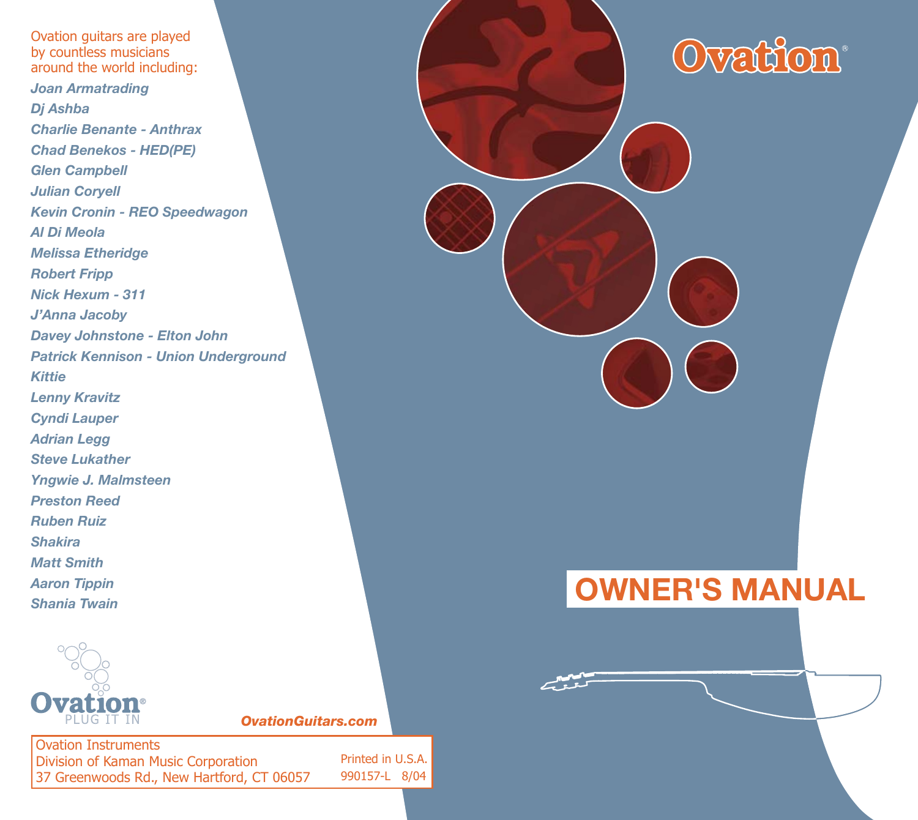# Ovation®

## OWNER'S MANUAL

Ovation guitars are played by countless musicians around the world including:

*Joan Armatrading*
*Dj Ashba*
*Charlie Benante - Anthrax*
*Chad Benekos - HED(PE)*
*Glen Campbell*
*Julian Coryell*
*Kevin Cronin - REO Speedwagon*
*Al Di Meola*
*Melissa Etheridge*
*Robert Fripp*
*Nick Hexum - 311*
*J'Anna Jacoby*
*Davey Johnstone - Elton John*
*Patrick Kennison - Union Underground*
*Kittie*
*Lenny Kravitz*
*Cyndi Lauper*
*Adrian Legg*
*Steve Lukather*
*Yngwie J. Malmsteen*
*Preston Reed*
*Ruben Ruiz*
*Shakira*
*Matt Smith*
*Aaron Tippin*
*Shania Twain*

Ovation®
PLUG IT IN

***OvationGuitars.com***

Ovation Instruments
Division of Kaman Music Corporation
37 Greenwoods Rd., New Hartford, CT 06057

Printed in U.S.A.
990157-L 8/04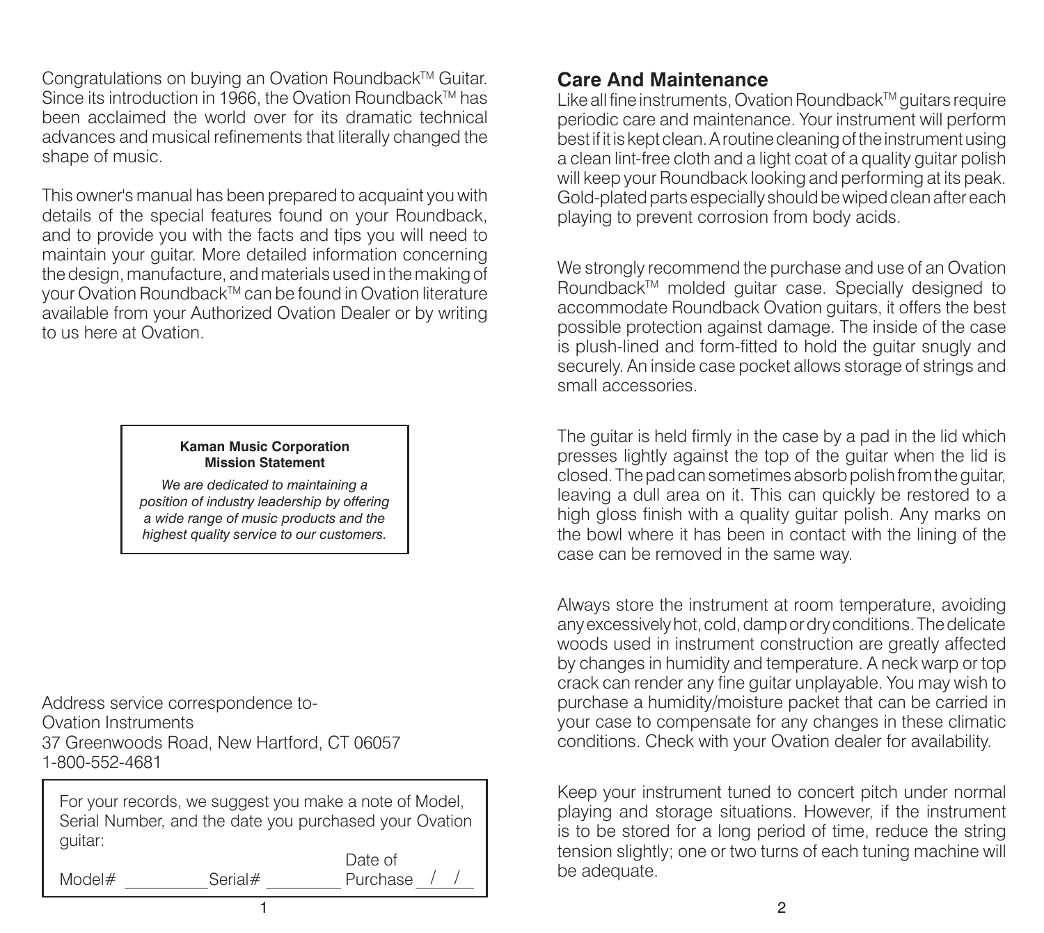Congratulations on buying an Ovation Roundback™ Guitar. Since its introduction in 1966, the Ovation Roundback™ has been acclaimed the world over for its dramatic technical advances and musical refinements that literally changed the shape of music.

This owner's manual has been prepared to acquaint you with details of the special features found on your Roundback, and to provide you with the facts and tips you will need to maintain your guitar. More detailed information concerning the design, manufacture, and materials used in the making of your Ovation Roundback™ can be found in Ovation literature available from your Authorized Ovation Dealer or by writing to us here at Ovation.

**Kaman Music Corporation**
**Mission Statement**

*We are dedicated to maintaining a position of industry leadership by offering a wide range of music products and the highest quality service to our customers.*

Address service correspondence to-
Ovation Instruments
37 Greenwoods Road, New Hartford, CT 06057
1-800-552-4681

For your records, we suggest you make a note of Model, Serial Number, and the date you purchased your Ovation guitar:

Model# __________ Serial# _________ Date of Purchase ___/___/___

## Care And Maintenance

Like all fine instruments, Ovation Roundback™ guitars require periodic care and maintenance. Your instrument will perform best if it is kept clean. A routine cleaning of the instrument using a clean lint-free cloth and a light coat of a quality guitar polish will keep your Roundback looking and performing at its peak. Gold-plated parts especially should be wiped clean after each playing to prevent corrosion from body acids.

We strongly recommend the purchase and use of an Ovation Roundback™ molded guitar case. Specially designed to accommodate Roundback Ovation guitars, it offers the best possible protection against damage. The inside of the case is plush-lined and form-fitted to hold the guitar snugly and securely. An inside case pocket allows storage of strings and small accessories.

The guitar is held firmly in the case by a pad in the lid which presses lightly against the top of the guitar when the lid is closed. The pad can sometimes absorb polish from the guitar, leaving a dull area on it. This can quickly be restored to a high gloss finish with a quality guitar polish. Any marks on the bowl where it has been in contact with the lining of the case can be removed in the same way.

Always store the instrument at room temperature, avoiding any excessively hot, cold, damp or dry conditions. The delicate woods used in instrument construction are greatly affected by changes in humidity and temperature. A neck warp or top crack can render any fine guitar unplayable. You may wish to purchase a humidity/moisture packet that can be carried in your case to compensate for any changes in these climatic conditions. Check with your Ovation dealer for availability.

Keep your instrument tuned to concert pitch under normal playing and storage situations. However, if the instrument is to be stored for a long period of time, reduce the string tension slightly; one or two turns of each tuning machine will be adequate.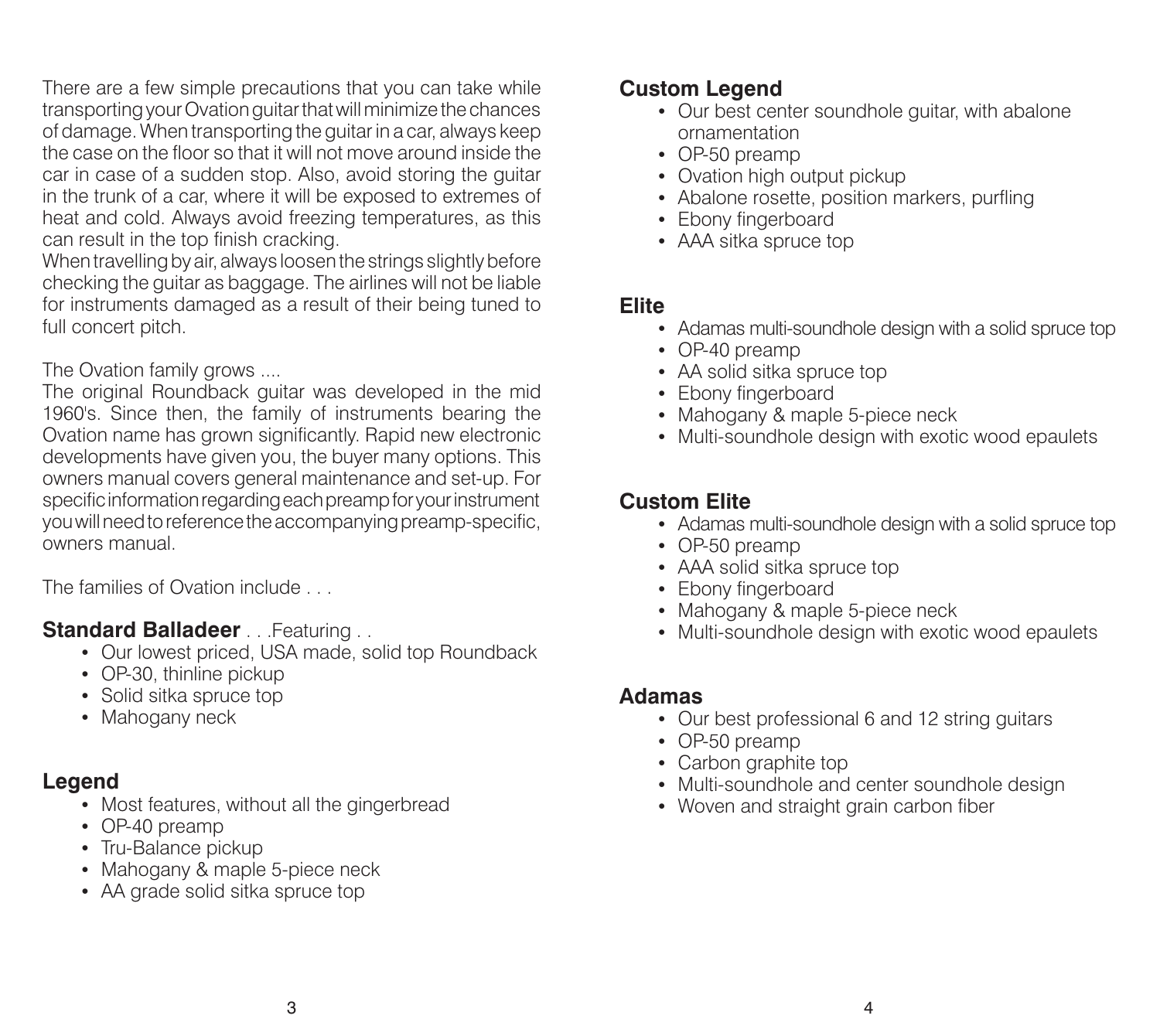There are a few simple precautions that you can take while transporting your Ovation guitar that will minimize the chances of damage. When transporting the guitar in a car, always keep the case on the floor so that it will not move around inside the car in case of a sudden stop. Also, avoid storing the guitar in the trunk of a car, where it will be exposed to extremes of heat and cold. Always avoid freezing temperatures, as this can result in the top finish cracking.
When travelling by air, always loosen the strings slightly before checking the guitar as baggage. The airlines will not be liable for instruments damaged as a result of their being tuned to full concert pitch.

The Ovation family grows ....
The original Roundback guitar was developed in the mid 1960's. Since then, the family of instruments bearing the Ovation name has grown significantly. Rapid new electronic developments have given you, the buyer many options. This owners manual covers general maintenance and set-up. For specific information regarding each preamp for your instrument you will need to reference the accompanying preamp-specific, owners manual.

The families of Ovation include . . .

**Standard Balladeer** . . .Featuring . .

- Our lowest priced, USA made, solid top Roundback
- OP-30, thinline pickup
- Solid sitka spruce top
- Mahogany neck

### Legend

- Most features, without all the gingerbread
- OP-40 preamp
- Tru-Balance pickup
- Mahogany & maple 5-piece neck
- AA grade solid sitka spruce top

### Custom Legend

- Our best center soundhole guitar, with abalone ornamentation
- OP-50 preamp
- Ovation high output pickup
- Abalone rosette, position markers, purfling
- Ebony fingerboard
- AAA sitka spruce top

### Elite

- Adamas multi-soundhole design with a solid spruce top
- OP-40 preamp
- AA solid sitka spruce top
- Ebony fingerboard
- Mahogany & maple 5-piece neck
- Multi-soundhole design with exotic wood epaulets

### Custom Elite

- Adamas multi-soundhole design with a solid spruce top
- OP-50 preamp
- AAA solid sitka spruce top
- Ebony fingerboard
- Mahogany & maple 5-piece neck
- Multi-soundhole design with exotic wood epaulets

### Adamas

- Our best professional 6 and 12 string guitars
- OP-50 preamp
- Carbon graphite top
- Multi-soundhole and center soundhole design
- Woven and straight grain carbon fiber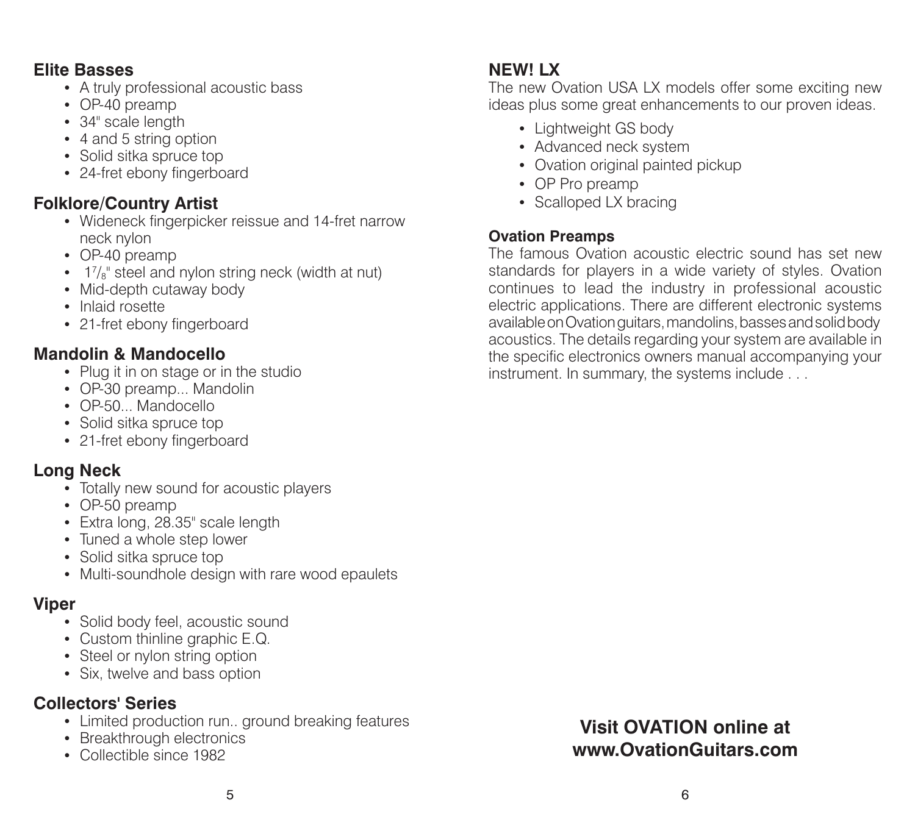### Elite Basses

- A truly professional acoustic bass
- OP-40 preamp
- 34" scale length
- 4 and 5 string option
- Solid sitka spruce top
- 24-fret ebony fingerboard

### Folklore/Country Artist

- Wideneck fingerpicker reissue and 14-fret narrow neck nylon
- OP-40 preamp
- 1⅞" steel and nylon string neck (width at nut)
- Mid-depth cutaway body
- Inlaid rosette
- 21-fret ebony fingerboard

### Mandolin & Mandocello

- Plug it in on stage or in the studio
- OP-30 preamp... Mandolin
- OP-50... Mandocello
- Solid sitka spruce top
- 21-fret ebony fingerboard

### Long Neck

- Totally new sound for acoustic players
- OP-50 preamp
- Extra long, 28.35" scale length
- Tuned a whole step lower
- Solid sitka spruce top
- Multi-soundhole design with rare wood epaulets

### Viper

- Solid body feel, acoustic sound
- Custom thinline graphic E.Q.
- Steel or nylon string option
- Six, twelve and bass option

### Collectors' Series

- Limited production run.. ground breaking features
- Breakthrough electronics
- Collectible since 1982

### NEW! LX

The new Ovation USA LX models offer some exciting new ideas plus some great enhancements to our proven ideas.

- Lightweight GS body
- Advanced neck system
- Ovation original painted pickup
- OP Pro preamp
- Scalloped LX bracing

**Ovation Preamps**

The famous Ovation acoustic electric sound has set new standards for players in a wide variety of styles. Ovation continues to lead the industry in professional acoustic electric applications. There are different electronic systems available on Ovation guitars, mandolins, basses and solid body acoustics. The details regarding your system are available in the specific electronics owners manual accompanying your instrument. In summary, the systems include . . .

**Visit OVATION online at www.OvationGuitars.com**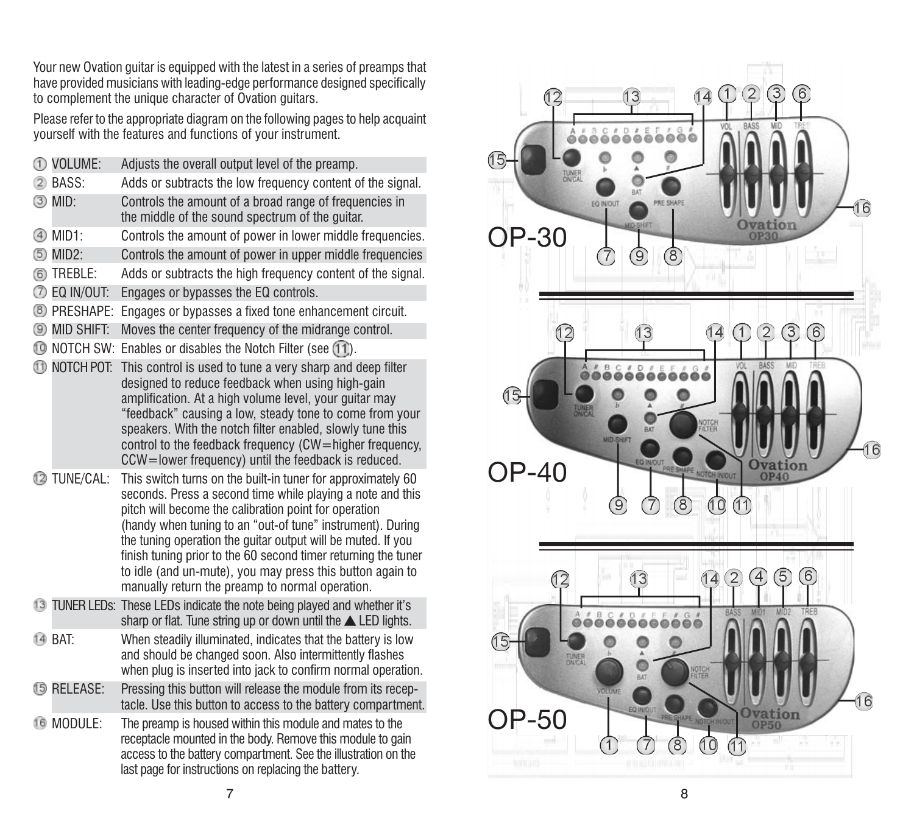Your new Ovation guitar is equipped with the latest in a series of preamps that have provided musicians with leading-edge performance designed specifically to complement the unique character of Ovation guitars.

Please refer to the appropriate diagram on the following pages to help acquaint yourself with the features and functions of your instrument.

| | |
|---|---|
| ① VOLUME: | Adjusts the overall output level of the preamp. |
| ② BASS: | Adds or subtracts the low frequency content of the signal. |
| ③ MID: | Controls the amount of a broad range of frequencies in the middle of the sound spectrum of the guitar. |
| ④ MID1: | Controls the amount of power in lower middle frequencies. |
| ⑤ MID2: | Controls the amount of power in upper middle frequencies |
| ⑥ TREBLE: | Adds or subtracts the high frequency content of the signal. |
| ⑦ EQ IN/OUT: | Engages or bypasses the EQ controls. |
| ⑧ PRESHAPE: | Engages or bypasses a fixed tone enhancement circuit. |
| ⑨ MID SHIFT: | Moves the center frequency of the midrange control. |
| ⑩ NOTCH SW: | Enables or disables the Notch Filter (see ⑪). |
| ⑪ NOTCH POT: | This control is used to tune a very sharp and deep filter designed to reduce feedback when using high-gain amplification. At a high volume level, your guitar may "feedback" causing a low, steady tone to come from your speakers. With the notch filter enabled, slowly tune this control to the feedback frequency (CW=higher frequency, CCW=lower frequency) until the feedback is reduced. |
| ⑫ TUNE/CAL: | This switch turns on the built-in tuner for approximately 60 seconds. Press a second time while playing a note and this pitch will become the calibration point for operation (handy when tuning to an "out-of tune" instrument). During the tuning operation the guitar output will be muted. If you finish tuning prior to the 60 second timer returning the tuner to idle (and un-mute), you may press this button again to manually return the preamp to normal operation. |
| ⑬ TUNER LEDs: | These LEDs indicate the note being played and whether it's sharp or flat. Tune string up or down until the ▲ LED lights. |
| ⑭ BAT: | When steadily illuminated, indicates that the battery is low and should be changed soon. Also intermittently flashes when plug is inserted into jack to confirm normal operation. |
| ⑮ RELEASE: | Pressing this button will release the module from its receptacle. Use this button to access to the battery compartment. |
| ⑯ MODULE: | The preamp is housed within this module and mates to the receptacle mounted in the body. Remove this module to gain access to the battery compartment. See the illustration on the last page for instructions on replacing the battery. |

OP-30

OP-40

OP-50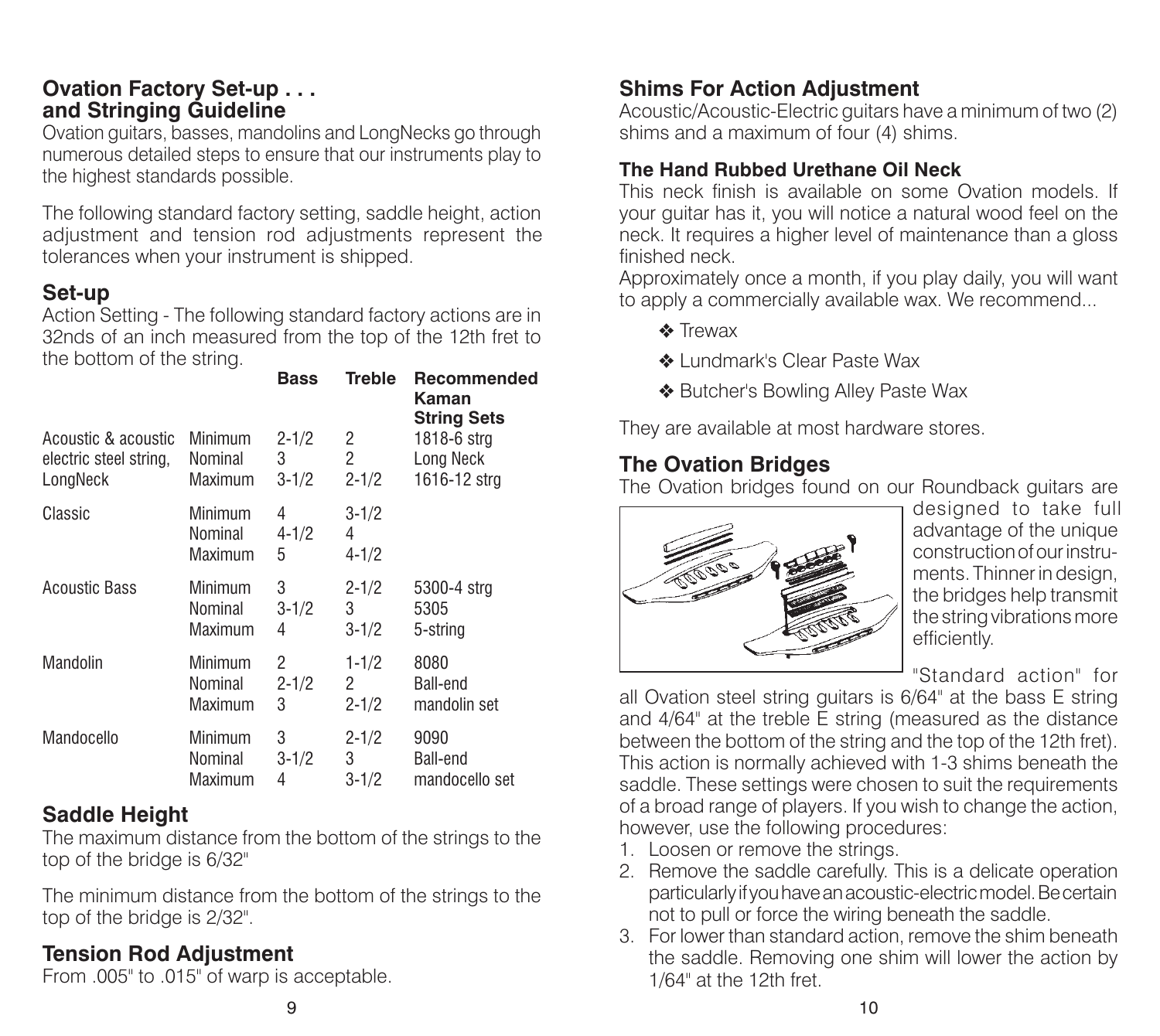## Ovation Factory Set-up . . . and Stringing Guideline

Ovation guitars, basses, mandolins and LongNecks go through numerous detailed steps to ensure that our instruments play to the highest standards possible.

The following standard factory setting, saddle height, action adjustment and tension rod adjustments represent the tolerances when your instrument is shipped.

### Set-up

Action Setting - The following standard factory actions are in 32nds of an inch measured from the top of the 12th fret to the bottom of the string.

| | | Bass | Treble | Recommended Kaman String Sets |
|---|---|---|---|---|
| Acoustic & acoustic | Minimum | 2-1/2 | 2 | 1818-6 strg |
| electric steel string, | Nominal | 3 | 2 | Long Neck |
| LongNeck | Maximum | 3-1/2 | 2-1/2 | 1616-12 strg |
| Classic | Minimum | 4 | 3-1/2 | |
| | Nominal | 4-1/2 | 4 | |
| | Maximum | 5 | 4-1/2 | |
| Acoustic Bass | Minimum | 3 | 2-1/2 | 5300-4 strg |
| | Nominal | 3-1/2 | 3 | 5305 |
| | Maximum | 4 | 3-1/2 | 5-string |
| Mandolin | Minimum | 2 | 1-1/2 | 8080 |
| | Nominal | 2-1/2 | 2 | Ball-end |
| | Maximum | 3 | 2-1/2 | mandolin set |
| Mandocello | Minimum | 3 | 2-1/2 | 9090 |
| | Nominal | 3-1/2 | 3 | Ball-end |
| | Maximum | 4 | 3-1/2 | mandocello set |

### Saddle Height

The maximum distance from the bottom of the strings to the top of the bridge is 6/32"

The minimum distance from the bottom of the strings to the top of the bridge is 2/32".

### Tension Rod Adjustment

From .005" to .015" of warp is acceptable.

### Shims For Action Adjustment

Acoustic/Acoustic-Electric guitars have a minimum of two (2) shims and a maximum of four (4) shims.

#### The Hand Rubbed Urethane Oil Neck

This neck finish is available on some Ovation models. If your guitar has it, you will notice a natural wood feel on the neck. It requires a higher level of maintenance than a gloss finished neck.

Approximately once a month, if you play daily, you will want to apply a commercially available wax. We recommend...

- ❖ Trewax
- ❖ Lundmark's Clear Paste Wax
- ❖ Butcher's Bowling Alley Paste Wax

They are available at most hardware stores.

### The Ovation Bridges

The Ovation bridges found on our Roundback guitars are designed to take full advantage of the unique construction of our instruments. Thinner in design, the bridges help transmit the string vibrations more efficiently.

"Standard action" for all Ovation steel string guitars is 6/64" at the bass E string and 4/64" at the treble E string (measured as the distance between the bottom of the string and the top of the 12th fret). This action is normally achieved with 1-3 shims beneath the saddle. These settings were chosen to suit the requirements of a broad range of players. If you wish to change the action, however, use the following procedures:

1. Loosen or remove the strings.
2. Remove the saddle carefully. This is a delicate operation particularly if you have an acoustic-electric model. Be certain not to pull or force the wiring beneath the saddle.
3. For lower than standard action, remove the shim beneath the saddle. Removing one shim will lower the action by 1/64" at the 12th fret.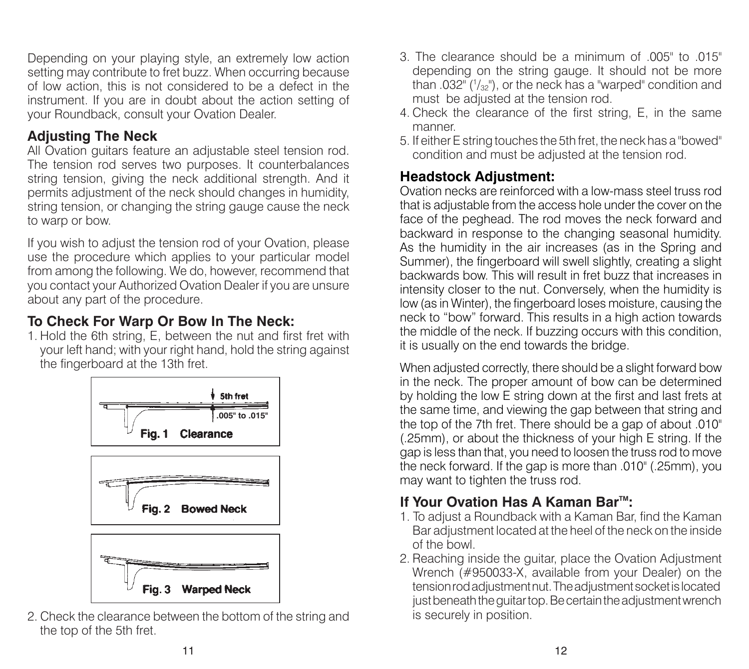Depending on your playing style, an extremely low action setting may contribute to fret buzz. When occurring because of low action, this is not considered to be a defect in the instrument. If you are in doubt about the action setting of your Roundback, consult your Ovation Dealer.

## Adjusting The Neck

All Ovation guitars feature an adjustable steel tension rod. The tension rod serves two purposes. It counterbalances string tension, giving the neck additional strength. And it permits adjustment of the neck should changes in humidity, string tension, or changing the string gauge cause the neck to warp or bow.

If you wish to adjust the tension rod of your Ovation, please use the procedure which applies to your particular model from among the following. We do, however, recommend that you contact your Authorized Ovation Dealer if you are unsure about any part of the procedure.

## To Check For Warp Or Bow In The Neck:

1. Hold the 6th string, E, between the nut and first fret with your left hand; with your right hand, hold the string against the fingerboard at the 13th fret.

5th fret

.005" to .015"

**Fig. 1 Clearance**

**Fig. 2 Bowed Neck**

**Fig. 3 Warped Neck**

2. Check the clearance between the bottom of the string and the top of the 5th fret.
3. The clearance should be a minimum of .005" to .015" depending on the string gauge. It should not be more than .032" ($^1/_{32}$"), or the neck has a "warped" condition and must be adjusted at the tension rod.
4. Check the clearance of the first string, E, in the same manner.
5. If either E string touches the 5th fret, the neck has a "bowed" condition and must be adjusted at the tension rod.

## Headstock Adjustment:

Ovation necks are reinforced with a low-mass steel truss rod that is adjustable from the access hole under the cover on the face of the peghead. The rod moves the neck forward and backward in response to the changing seasonal humidity. As the humidity in the air increases (as in the Spring and Summer), the fingerboard will swell slightly, creating a slight backwards bow. This will result in fret buzz that increases in intensity closer to the nut. Conversely, when the humidity is low (as in Winter), the fingerboard loses moisture, causing the neck to "bow" forward. This results in a high action towards the middle of the neck. If buzzing occurs with this condition, it is usually on the end towards the bridge.

When adjusted correctly, there should be a slight forward bow in the neck. The proper amount of bow can be determined by holding the low E string down at the first and last frets at the same time, and viewing the gap between that string and the top of the 7th fret. There should be a gap of about .010" (.25mm), or about the thickness of your high E string. If the gap is less than that, you need to loosen the truss rod to move the neck forward. If the gap is more than .010" (.25mm), you may want to tighten the truss rod.

## If Your Ovation Has A Kaman Bar™:

1. To adjust a Roundback with a Kaman Bar, find the Kaman Bar adjustment located at the heel of the neck on the inside of the bowl.
2. Reaching inside the guitar, place the Ovation Adjustment Wrench (#950033-X, available from your Dealer) on the tension rod adjustment nut. The adjustment socket is located just beneath the guitar top. Be certain the adjustment wrench is securely in position.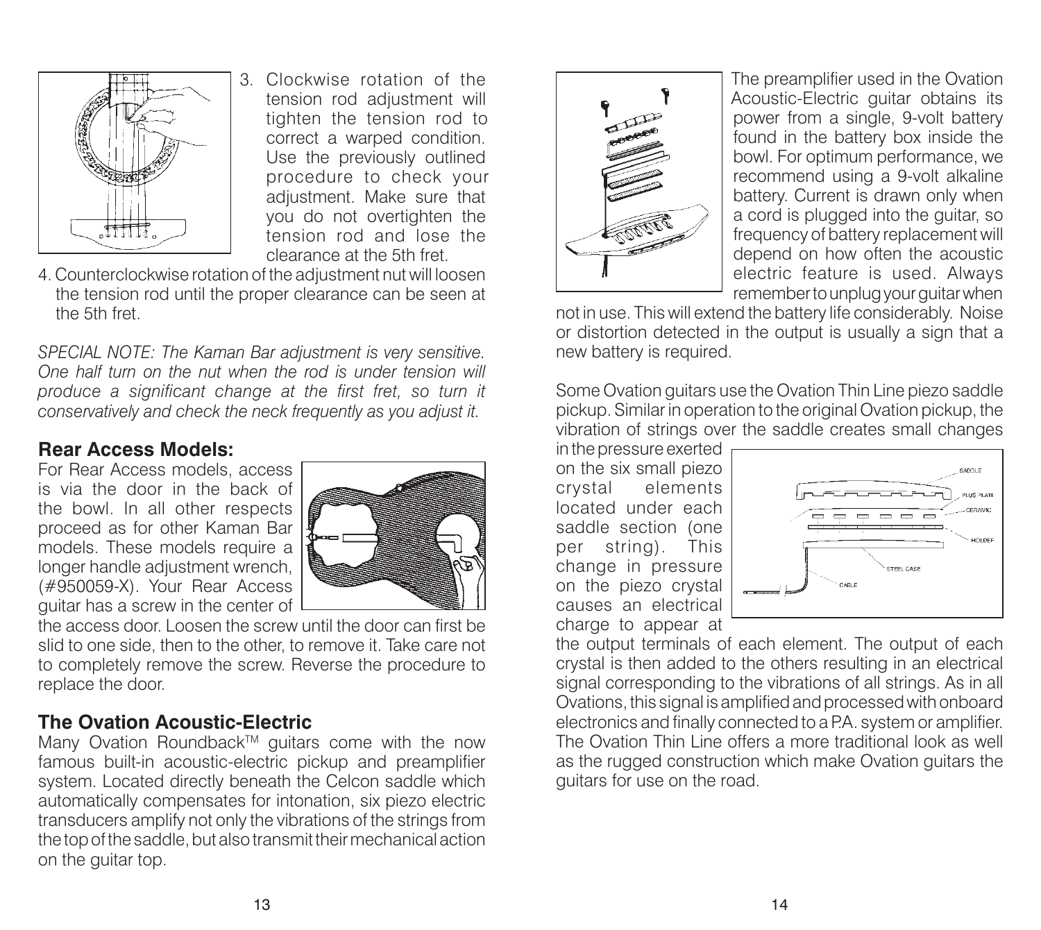3. Clockwise rotation of the tension rod adjustment will tighten the tension rod to correct a warped condition. Use the previously outlined procedure to check your adjustment. Make sure that you do not overtighten the tension rod and lose the clearance at the 5th fret.
4. Counterclockwise rotation of the adjustment nut will loosen the tension rod until the proper clearance can be seen at the 5th fret.

*SPECIAL NOTE: The Kaman Bar adjustment is very sensitive. One half turn on the nut when the rod is under tension will produce a significant change at the first fret, so turn it conservatively and check the neck frequently as you adjust it.*

## Rear Access Models:

For Rear Access models, access is via the door in the back of the bowl. In all other respects proceed as for other Kaman Bar models. These models require a longer handle adjustment wrench, (#950059-X). Your Rear Access guitar has a screw in the center of the access door. Loosen the screw until the door can first be slid to one side, then to the other, to remove it. Take care not to completely remove the screw. Reverse the procedure to replace the door.

## The Ovation Acoustic-Electric

Many Ovation Roundback™ guitars come with the now famous built-in acoustic-electric pickup and preamplifier system. Located directly beneath the Celcon saddle which automatically compensates for intonation, six piezo electric transducers amplify not only the vibrations of the strings from the top of the saddle, but also transmit their mechanical action on the guitar top.

The preamplifier used in the Ovation Acoustic-Electric guitar obtains its power from a single, 9-volt battery found in the battery box inside the bowl. For optimum performance, we recommend using a 9-volt alkaline battery. Current is drawn only when a cord is plugged into the guitar, so frequency of battery replacement will depend on how often the acoustic electric feature is used. Always remember to unplug your guitar when not in use. This will extend the battery life considerably. Noise or distortion detected in the output is usually a sign that a new battery is required.

Some Ovation guitars use the Ovation Thin Line piezo saddle pickup. Similar in operation to the original Ovation pickup, the vibration of strings over the saddle creates small changes in the pressure exerted on the six small piezo crystal elements located under each saddle section (one per string). This change in pressure on the piezo crystal causes an electrical charge to appear at the output terminals of each element. The output of each crystal is then added to the others resulting in an electrical signal corresponding to the vibrations of all strings. As in all Ovations, this signal is amplified and processed with onboard electronics and finally connected to a P.A. system or amplifier. The Ovation Thin Line offers a more traditional look as well as the rugged construction which make Ovation guitars the guitars for use on the road.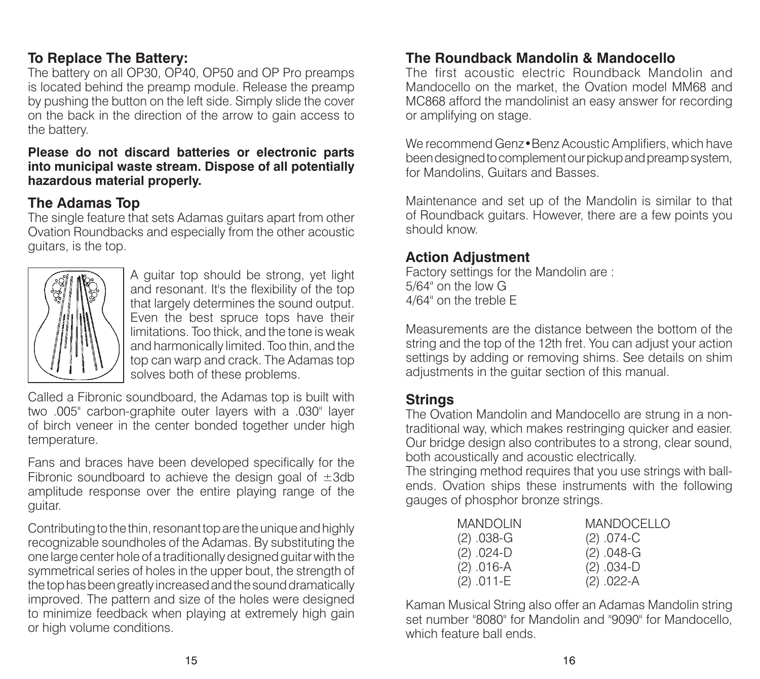## To Replace The Battery:

The battery on all OP30, OP40, OP50 and OP Pro preamps is located behind the preamp module. Release the preamp by pushing the button on the left side. Simply slide the cover on the back in the direction of the arrow to gain access to the battery.

**Please do not discard batteries or electronic parts into municipal waste stream. Dispose of all potentially hazardous material properly.**

## The Adamas Top

The single feature that sets Adamas guitars apart from other Ovation Roundbacks and especially from the other acoustic guitars, is the top.

A guitar top should be strong, yet light and resonant. It's the flexibility of the top that largely determines the sound output. Even the best spruce tops have their limitations. Too thick, and the tone is weak and harmonically limited. Too thin, and the top can warp and crack. The Adamas top solves both of these problems.

Called a Fibronic soundboard, the Adamas top is built with two .005" carbon-graphite outer layers with a .030" layer of birch veneer in the center bonded together under high temperature.

Fans and braces have been developed specifically for the Fibronic soundboard to achieve the design goal of $\pm$3db amplitude response over the entire playing range of the guitar.

Contributing to the thin, resonant top are the unique and highly recognizable soundholes of the Adamas. By substituting the one large center hole of a traditionally designed guitar with the symmetrical series of holes in the upper bout, the strength of the top has been greatly increased and the sound dramatically improved. The pattern and size of the holes were designed to minimize feedback when playing at extremely high gain or high volume conditions.

## The Roundback Mandolin & Mandocello

The first acoustic electric Roundback Mandolin and Mandocello on the market, the Ovation model MM68 and MC868 afford the mandolinist an easy answer for recording or amplifying on stage.

We recommend Genz•Benz Acoustic Amplifiers, which have been designed to complement our pickup and preamp system, for Mandolins, Guitars and Basses.

Maintenance and set up of the Mandolin is similar to that of Roundback guitars. However, there are a few points you should know.

## Action Adjustment

Factory settings for the Mandolin are :
5/64" on the low G
4/64" on the treble E

Measurements are the distance between the bottom of the string and the top of the 12th fret. You can adjust your action settings by adding or removing shims. See details on shim adjustments in the guitar section of this manual.

## Strings

The Ovation Mandolin and Mandocello are strung in a non-traditional way, which makes restringing quicker and easier. Our bridge design also contributes to a strong, clear sound, both acoustically and acoustic electrically.
The stringing method requires that you use strings with ball-ends. Ovation ships these instruments with the following gauges of phosphor bronze strings.

| MANDOLIN | MANDOCELLO |
|---|---|
| (2) .038-G | (2) .074-C |
| (2) .024-D | (2) .048-G |
| (2) .016-A | (2) .034-D |
| (2) .011-E | (2) .022-A |

Kaman Musical String also offer an Adamas Mandolin string set number "8080" for Mandolin and "9090" for Mandocello, which feature ball ends.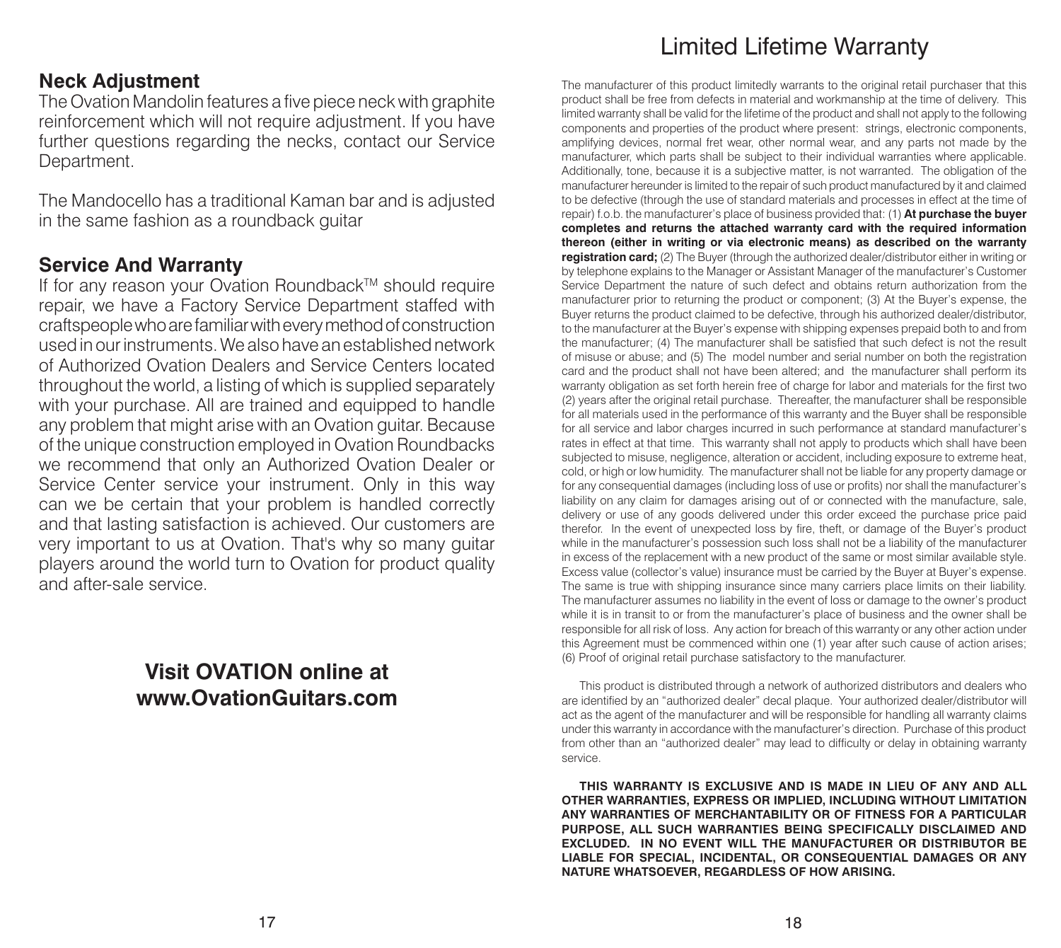## Neck Adjustment

The Ovation Mandolin features a five piece neck with graphite reinforcement which will not require adjustment. If you have further questions regarding the necks, contact our Service Department.

The Mandocello has a traditional Kaman bar and is adjusted in the same fashion as a roundback guitar

## Service And Warranty

If for any reason your Ovation Roundback™ should require repair, we have a Factory Service Department staffed with craftspeople who are familiar with every method of construction used in our instruments. We also have an established network of Authorized Ovation Dealers and Service Centers located throughout the world, a listing of which is supplied separately with your purchase. All are trained and equipped to handle any problem that might arise with an Ovation guitar. Because of the unique construction employed in Ovation Roundbacks we recommend that only an Authorized Ovation Dealer or Service Center service your instrument. Only in this way can we be certain that your problem is handled correctly and that lasting satisfaction is achieved. Our customers are very important to us at Ovation. That's why so many guitar players around the world turn to Ovation for product quality and after-sale service.

**Visit OVATION online at www.OvationGuitars.com**

# Limited Lifetime Warranty

The manufacturer of this product limitedly warrants to the original retail purchaser that this product shall be free from defects in material and workmanship at the time of delivery. This limited warranty shall be valid for the lifetime of the product and shall not apply to the following components and properties of the product where present: strings, electronic components, amplifying devices, normal fret wear, other normal wear, and any parts not made by the manufacturer, which parts shall be subject to their individual warranties where applicable. Additionally, tone, because it is a subjective matter, is not warranted. The obligation of the manufacturer hereunder is limited to the repair of such product manufactured by it and claimed to be defective (through the use of standard materials and processes in effect at the time of repair) f.o.b. the manufacturer's place of business provided that: (1) **At purchase the buyer completes and returns the attached warranty card with the required information thereon (either in writing or via electronic means) as described on the warranty registration card;** (2) The Buyer (through the authorized dealer/distributor either in writing or by telephone explains to the Manager or Assistant Manager of the manufacturer's Customer Service Department the nature of such defect and obtains return authorization from the manufacturer prior to returning the product or component; (3) At the Buyer's expense, the Buyer returns the product claimed to be defective, through his authorized dealer/distributor, to the manufacturer at the Buyer's expense with shipping expenses prepaid both to and from the manufacturer; (4) The manufacturer shall be satisfied that such defect is not the result of misuse or abuse; and (5) The model number and serial number on both the registration card and the product shall not have been altered; and the manufacturer shall perform its warranty obligation as set forth herein free of charge for labor and materials for the first two (2) years after the original retail purchase. Thereafter, the manufacturer shall be responsible for all materials used in the performance of this warranty and the Buyer shall be responsible for all service and labor charges incurred in such performance at standard manufacturer's rates in effect at that time. This warranty shall not apply to products which shall have been subjected to misuse, negligence, alteration or accident, including exposure to extreme heat, cold, or high or low humidity. The manufacturer shall not be liable for any property damage or for any consequential damages (including loss of use or profits) nor shall the manufacturer's liability on any claim for damages arising out of or connected with the manufacture, sale, delivery or use of any goods delivered under this order exceed the purchase price paid therefor. In the event of unexpected loss by fire, theft, or damage of the Buyer's product while in the manufacturer's possession such loss shall not be a liability of the manufacturer in excess of the replacement with a new product of the same or most similar available style. Excess value (collector's value) insurance must be carried by the Buyer at Buyer's expense. The same is true with shipping insurance since many carriers place limits on their liability. The manufacturer assumes no liability in the event of loss or damage to the owner's product while it is in transit to or from the manufacturer's place of business and the owner shall be responsible for all risk of loss. Any action for breach of this warranty or any other action under this Agreement must be commenced within one (1) year after such cause of action arises; (6) Proof of original retail purchase satisfactory to the manufacturer.

This product is distributed through a network of authorized distributors and dealers who are identified by an "authorized dealer" decal plaque. Your authorized dealer/distributor will act as the agent of the manufacturer and will be responsible for handling all warranty claims under this warranty in accordance with the manufacturer's direction. Purchase of this product from other than an "authorized dealer" may lead to difficulty or delay in obtaining warranty service.

**THIS WARRANTY IS EXCLUSIVE AND IS MADE IN LIEU OF ANY AND ALL OTHER WARRANTIES, EXPRESS OR IMPLIED, INCLUDING WITHOUT LIMITATION ANY WARRANTIES OF MERCHANTABILITY OR OF FITNESS FOR A PARTICULAR PURPOSE, ALL SUCH WARRANTIES BEING SPECIFICALLY DISCLAIMED AND EXCLUDED. IN NO EVENT WILL THE MANUFACTURER OR DISTRIBUTOR BE LIABLE FOR SPECIAL, INCIDENTAL, OR CONSEQUENTIAL DAMAGES OR ANY NATURE WHATSOEVER, REGARDLESS OF HOW ARISING.**